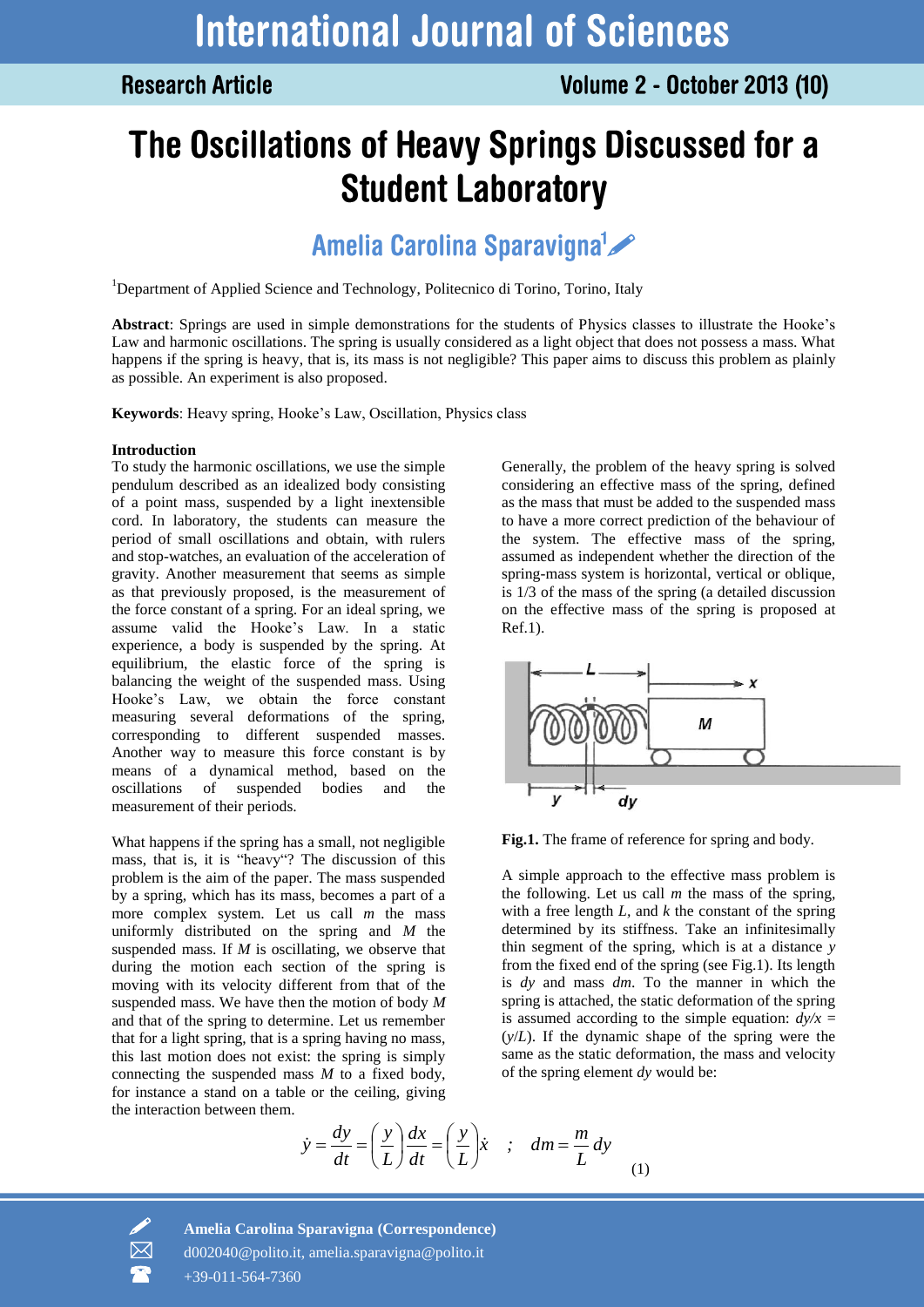# The Oscillations of Heavy Springs Discussed for a Student Laboratory

**Amelia Carolina Sparavigna**[1]

[1]Department of Applied Science and Technology, Politecnico di Torino, Torino, Italy

**Abstract**: Springs are used in simple demonstrations for the students of Physics classes to illustrate the Hooke's Law and harmonic oscillations. The spring is usually considered as a light object that does not possess a mass. What happens if the spring is heavy, that is, its mass is not negligible? This paper aims to discuss this problem as plainly as possible. An experiment is also proposed.

**Keywords**: Heavy spring, Hooke's Law, Oscillation, Physics class

## Introduction

To study the harmonic oscillations, we use the simple pendulum described as an idealized body consisting of a point mass, suspended by a light inextensible cord. In laboratory, the students can measure the period of small oscillations and obtain, with rulers and stop-watches, an evaluation of the acceleration of gravity. Another measurement that seems as simple as that previously proposed, is the measurement of the force constant of a spring. For an ideal spring, we assume valid the Hooke's Law. In a static experience, a body is suspended by the spring. At equilibrium, the elastic force of the spring is balancing the weight of the suspended mass. Using Hooke's Law, we obtain the force constant measuring several deformations of the spring, corresponding to different suspended masses. Another way to measure this force constant is by means of a dynamical method, based on the oscillations of suspended bodies and the measurement of their periods.

What happens if the spring has a small, not negligible mass, that is, it is "heavy"? The discussion of this problem is the aim of the paper. The mass suspended by a spring, which has its mass, becomes a part of a more complex system. Let us call $m$ the mass uniformly distributed on the spring and $M$ the suspended mass. If $M$ is oscillating, we observe that during the motion each section of the spring is moving with its velocity different from that of body $M$ and that of the spring to determine. Let us remember that for a light spring, that is a spring having no mass, this last motion does not exist: the spring is simply connecting the suspended mass $M$ to a fixed body, for instance a stand on a table or the ceiling, giving the interaction between them.

Generally, the problem of the heavy spring is solved considering an effective mass of the spring, defined as the mass that must be added to the suspended mass to have a more correct prediction of the behaviour of the system. The effective mass of the spring, assumed as independent whether the direction of the spring-mass system is horizontal, vertical or oblique, is 1/3 of the mass of the spring (a detailed discussion on the effective mass of the spring is proposed at Ref.1).

**Fig.1.** The frame of reference for spring and body.

A simple approach to the effective mass problem is the following. Let us call $m$ the mass of the spring, with a free length $L$, and $k$ the constant of the spring determined by its stiffness. Take an infinitesimally thin segment of the spring, which is at a distance $y$ from the fixed end of the spring (see Fig.1). Its length is $dy$ and mass $dm$. To the manner in which the spring is attached, the static deformation of the spring is assumed according to the simple equation: $dy/x = (y/L)$. If the dynamic shape of the spring were the same as the static deformation, the mass and velocity of the spring element $dy$ would be:

$$\dot{y} = \frac{dy}{dt} = \left(\frac{y}{L}\right)\frac{dx}{dt} = \left(\frac{y}{L}\right)\dot{x} \quad ; \quad dm = \frac{m}{L}dy \tag{1}$$

**Amelia Carolina Sparavigna (Correspondence)**
d002040@polito.it, amelia.sparavigna@polito.it
+39-011-564-7360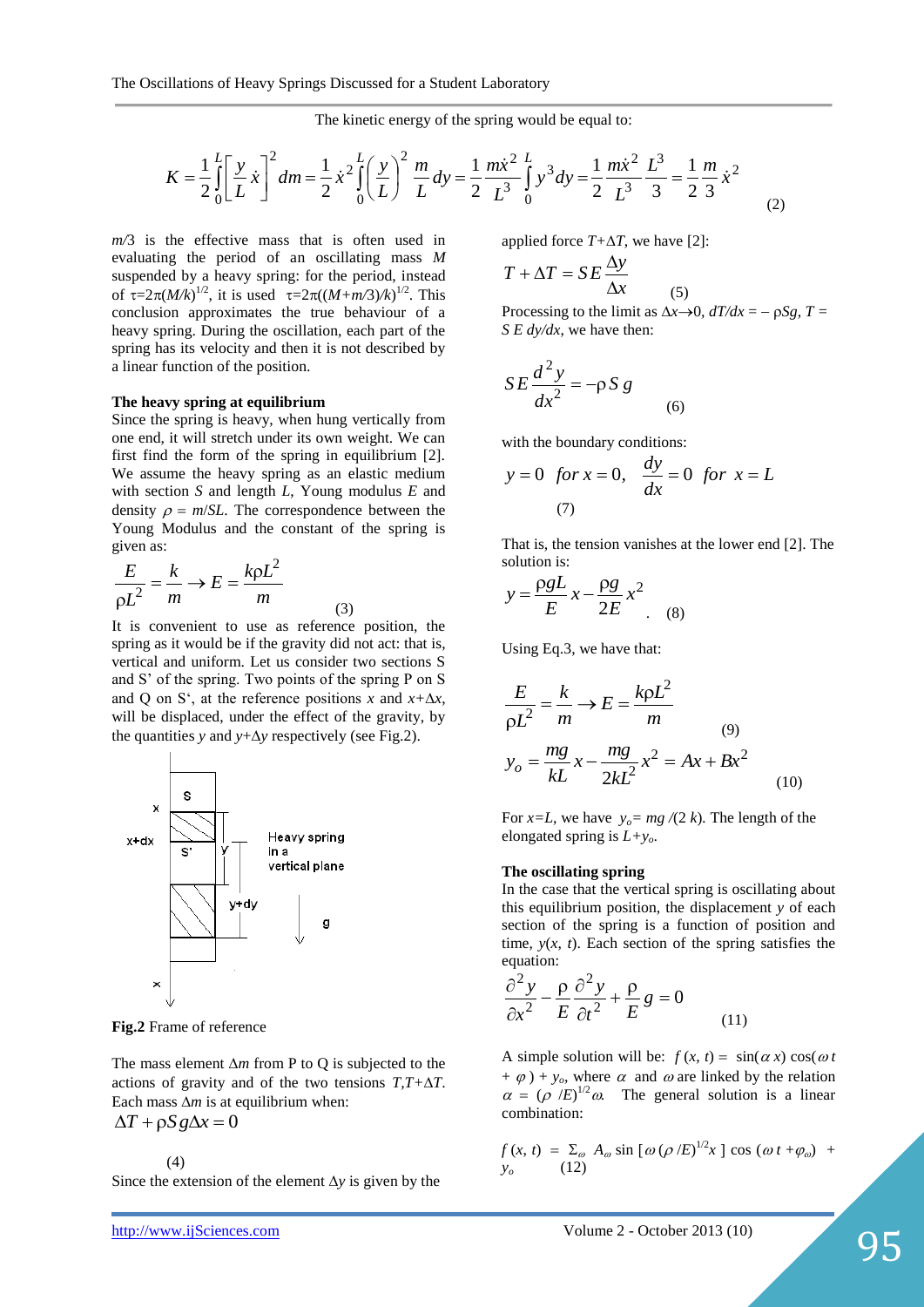The kinetic energy of the spring would be equal to:

$$K = \frac{1}{2}\int_0^L \left[\frac{y}{L}\dot{x}\right]^2 dm = \frac{1}{2}\dot{x}^2 \int_0^L \left(\frac{y}{L}\right)^2 \frac{m}{L}dy = \frac{1}{2}\frac{m\dot{x}^2}{L^3}\int_0^L y^3 dy = \frac{1}{2}\frac{m\dot{x}^2}{L^3}\frac{L^3}{3} = \frac{1}{2}\frac{m}{3}\dot{x}^2 \qquad (2)$$

$m/3$ is the effective mass that is often used in evaluating the period of an oscillating mass $M$ suspended by a heavy spring: for the period, instead of $\tau=2\pi(M/k)^{1/2}$, it is used $\tau=2\pi((M+m/3)/k)^{1/2}$. This conclusion approximates the true behaviour of a heavy spring. During the oscillation, each part of the spring has its velocity and then it is not described by a linear function of the position.

**The heavy spring at equilibrium**

Since the spring is heavy, when hung vertically from one end, it will stretch under its own weight. We can first find the form of the spring in equilibrium [2]. We assume the heavy spring as an elastic medium with section $S$ and length $L$, Young modulus $E$ and density $\rho = m/SL$. The correspondence between the Young Modulus and the constant of the spring is given as:

$$\frac{E}{\rho L^2} = \frac{k}{m} \rightarrow E = \frac{k\rho L^2}{m} \qquad (3)$$

It is convenient to use as reference position, the spring as it would be if the gravity did not act: that is, vertical and uniform. Let us consider two sections S and S' of the spring. Two points of the spring P on S and Q on S', at the reference positions $x$ and $x+\Delta x$, will be displaced, under the effect of the gravity, by the quantities $y$ and $y+\Delta y$ respectively (see Fig.2).

**Fig.2** Frame of reference

The mass element $\Delta m$ from P to Q is subjected to the actions of gravity and of the two tensions $T, T+\Delta T$. Each mass $\Delta m$ is at equilibrium when:

$$\Delta T + \rho S g \Delta x = 0 \qquad (4)$$

Since the extension of the element $\Delta y$ is given by the applied force $T+\Delta T$, we have [2]:

$$T + \Delta T = SE\frac{\Delta y}{\Delta x} \qquad (5)$$

Processing to the limit as $\Delta x \rightarrow 0$, $dT/dx = -\rho S g$, $T = S\,E\,dy/dx$, we have then:

$$SE\frac{d^2y}{dx^2} = -\rho S g \qquad (6)$$

with the boundary conditions:

$$y = 0 \;\; for\; x = 0, \quad \frac{dy}{dx} = 0 \;\; for\; x = L \qquad (7)$$

That is, the tension vanishes at the lower end [2]. The solution is:

$$y = \frac{\rho g L}{E}x - \frac{\rho g}{2E}x^2 \qquad (8)$$

Using Eq.3, we have that:

$$\frac{E}{\rho L^2} = \frac{k}{m} \rightarrow E = \frac{k\rho L^2}{m} \qquad (9)$$

$$y_o = \frac{mg}{kL}x - \frac{mg}{2kL^2}x^2 = Ax + Bx^2 \qquad (10)$$

For $x=L$, we have $y_o = mg/(2k)$. The length of the elongated spring is $L+y_o$.

**The oscillating spring**

In the case that the vertical spring is oscillating about this equilibrium position, the displacement $y$ of each section of the spring is a function of position and time, $y(x, t)$. Each section of the spring satisfies the equation:

$$\frac{\partial^2 y}{\partial x^2} - \frac{\rho}{E}\frac{\partial^2 y}{\partial t^2} + \frac{\rho}{E}g = 0 \qquad (11)$$

A simple solution will be: $f(x, t) = \sin(\alpha x)\cos(\omega t + \varphi) + y_o$, where $\alpha$ and $\omega$ are linked by the relation $\alpha = (\rho/E)^{1/2}\omega$. The general solution is a linear combination:

$$f(x, t) = \Sigma_\omega A_\omega \sin[\omega(\rho/E)^{1/2}x]\cos(\omega t + \varphi_\omega) + y_o \qquad (12)$$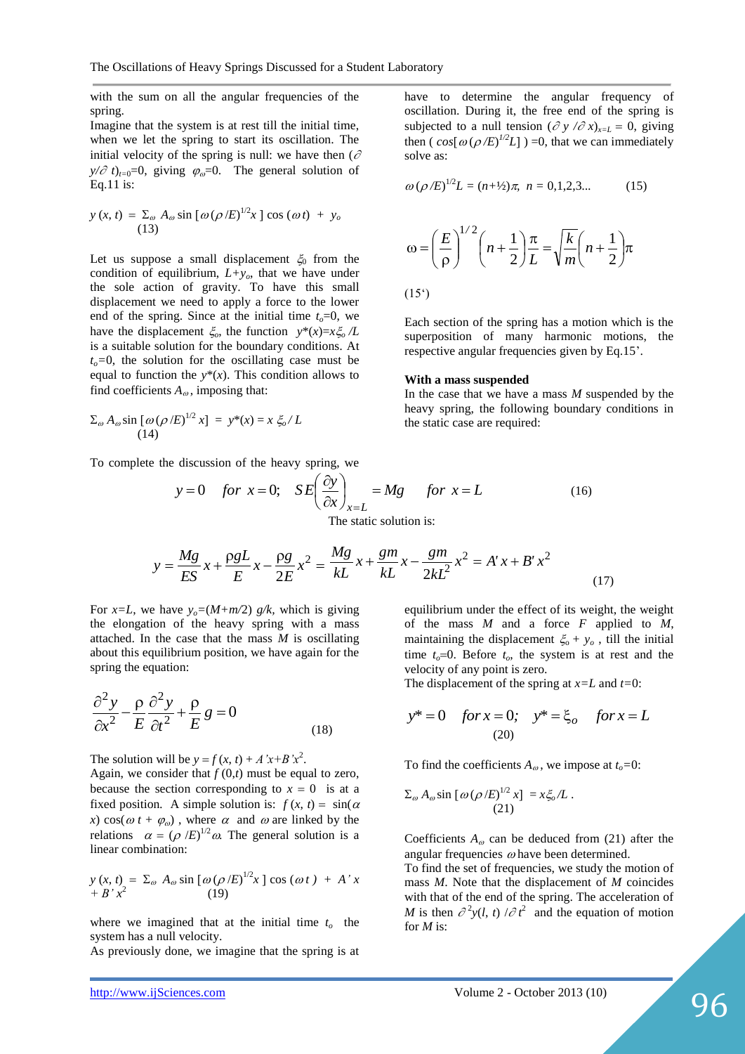with the sum on all the angular frequencies of the spring.

Imagine that the system is at rest till the initial time, when we let the spring to start its oscillation. The initial velocity of the spring is null: we have then $(\partial y/\partial t)_{t=0}=0$, giving $\varphi_\omega=0$. The general solution of Eq.11 is:

$$y(x,t) = \Sigma_\omega A_\omega \sin[\omega(\rho/E)^{1/2}x]\cos(\omega t) + y_o \quad (13)$$

Let us suppose a small displacement $\xi_0$ from the condition of equilibrium, $L+y_o$, that we have under the sole action of gravity. To have this small displacement we need to apply a force to the lower end of the spring. Since at the initial time $t_o=0$, we have the displacement $\xi_o$, the function $y^*(x)=x\xi_o/L$ is a suitable solution for the boundary conditions. At $t_o=0$, the solution for the oscillating case must be equal to function the $y^*(x)$. This condition allows to find coefficients $A_\omega$, imposing that:

$$\Sigma_\omega A_\omega \sin[\omega(\rho/E)^{1/2}x] = y^*(x) = x\,\xi_o/L \quad (14)$$

To complete the discussion of the heavy spring, we have to determine the angular frequency of oscillation. During it, the free end of the spring is subjected to a null tension $(\partial y/\partial x)_{x=L}=0$, giving then $(\cos[\omega(\rho/E)^{1/2}L])=0$, that we can immediately solve as:

$$\omega(\rho/E)^{1/2}L = (n+\tfrac{1}{2})\pi,\; n=0,1,2,3... \quad (15)$$

$$\omega = \left(\frac{E}{\rho}\right)^{1/2}\left(n+\frac{1}{2}\right)\frac{\pi}{L} = \sqrt{\frac{k}{m}}\left(n+\frac{1}{2}\right)\pi \quad (15')$$

Each section of the spring has a motion which is the superposition of many harmonic motions, the respective angular frequencies given by Eq.15'.

**With a mass suspended**

In the case that we have a mass $M$ suspended by the heavy spring, the following boundary conditions in the static case are required:

$$y=0 \quad for\ x=0; \quad SE\left(\frac{\partial y}{\partial x}\right)_{x=L} = Mg \quad for\ x=L \quad (16)$$

The static solution is:

$$y = \frac{Mg}{ES}x + \frac{\rho g L}{E}x - \frac{\rho g}{2E}x^2 = \frac{Mg}{kL}x + \frac{gm}{kL}x - \frac{gm}{2kL^2}x^2 = A'x + B'x^2 \quad (17)$$

For $x=L$, we have $y_o=(M+m/2)\,g/k$, which is giving the elongation of the heavy spring with a mass attached. In the case that the mass $M$ is oscillating about this equilibrium position, we have again for the spring the equation:

$$\frac{\partial^2 y}{\partial x^2} - \frac{\rho}{E}\frac{\partial^2 y}{\partial t^2} + \frac{\rho}{E}g = 0 \quad (18)$$

The solution will be $y = f(x,t) + A'x + B'x^2$.

Again, we consider that $f(0,t)$ must be equal to zero, because the section corresponding to $x=0$ is at a fixed position. A simple solution is: $f(x,t) = \sin(\alpha x)\cos(\omega t + \varphi_\omega)$, where $\alpha$ and $\omega$ are linked by the relations $\alpha = (\rho/E)^{1/2}\omega$. The general solution is a linear combination:

$$y(x,t) = \Sigma_\omega A_\omega \sin[\omega(\rho/E)^{1/2}x]\cos(\omega t) + A'x + B'x^2 \quad (19)$$

where we imagined that at the initial time $t_o$ the system has a null velocity.

As previously done, we imagine that the spring is at equilibrium under the effect of its weight, the weight of the mass $M$ and a force $F$ applied to $M$, maintaining the displacement $\xi_o + y_o$, till the initial time $t_o=0$. Before $t_o$, the system is at rest and the velocity of any point is zero.

The displacement of the spring at $x=L$ and $t=0$:

$$y^* = 0 \quad for\ x=0; \quad y^* = \xi_o \quad for\ x=L \quad (20)$$

To find the coefficients $A_\omega$, we impose at $t_o=0$:

$$\Sigma_\omega A_\omega \sin[\omega(\rho/E)^{1/2}x] = x\xi_o/L. \quad (21)$$

Coefficients $A_\omega$ can be deduced from (21) after the angular frequencies $\omega$ have been determined.

To find the set of frequencies, we study the motion of mass $M$. Note that the displacement of $M$ coincides with that of the end of the spring. The acceleration of $M$ is then $\partial^2 y(l,t)/\partial t^2$ and the equation of motion for $M$ is: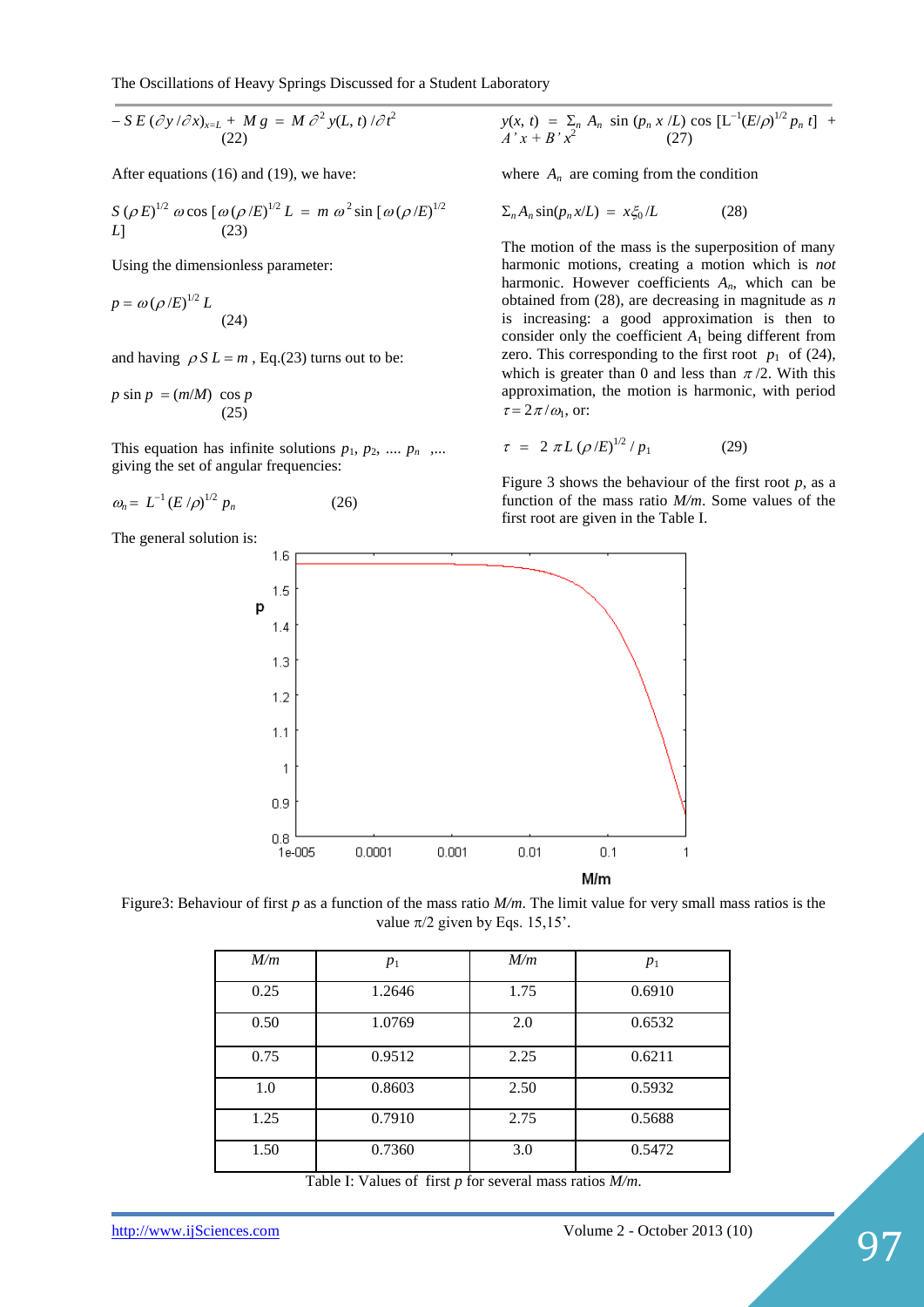$$-S\,E\,(\partial y/\partial x)_{x=L} + M\,g = M\,\partial^2 y(L,t)/\partial t^2 \qquad (22)$$

After equations (16) and (19), we have:

$$S\,(\rho\,E)^{1/2}\,\omega\cos\left[\omega\,(\rho/E)^{1/2}\,L\right] = m\,\omega^2\sin\left[\omega\,(\rho/E)^{1/2}\,L\right] \qquad (23)$$

Using the dimensionless parameter:

$$p = \omega\,(\rho/E)^{1/2}\,L \qquad (24)$$

and having $\rho\,S\,L = m$, Eq.(23) turns out to be:

$$p\sin p = (m/M)\,\cos p \qquad (25)$$

This equation has infinite solutions $p_1, p_2, \ldots\, p_n, \ldots$ giving the set of angular frequencies:

$$\omega_n = L^{-1}\,(E/\rho)^{1/2}\,p_n \qquad (26)$$

The general solution is:

$$y(x,t) = \Sigma_n\, A_n\,\sin(p_n\,x/L)\,\cos\left[L^{-1}(E/\rho)^{1/2}\,p_n\,t\right] + A'\,x + B'\,x^2 \qquad (27)$$

where $A_n$ are coming from the condition

$$\Sigma_n A_n \sin(p_n x/L) = x\xi_0/L \qquad (28)$$

The motion of the mass is the superposition of many harmonic motions, creating a motion which is *not* harmonic. However coefficients $A_n$, which can be obtained from (28), are decreasing in magnitude as $n$ is increasing: a good approximation is then to consider only the coefficient $A_1$ being different from zero. This corresponding to the first root $p_1$ of (24), which is greater than 0 and less than $\pi/2$. With this approximation, the motion is harmonic, with period $\tau = 2\pi/\omega_1$, or:

$$\tau = 2\,\pi L\,(\rho/E)^{1/2}/p_1 \qquad (29)$$

Figure 3 shows the behaviour of the first root $p$, as a function of the mass ratio $M/m$. Some values of the first root are given in the Table I.

Figure3: Behaviour of first $p$ as a function of the mass ratio $M/m$. The limit value for very small mass ratios is the value $\pi/2$ given by Eqs. 15,15'.

| $M/m$ | $p_1$ | $M/m$ | $p_1$ |
|---|---|---|---|
| 0.25 | 1.2646 | 1.75 | 0.6910 |
| 0.50 | 1.0769 | 2.0 | 0.6532 |
| 0.75 | 0.9512 | 2.25 | 0.6211 |
| 1.0 | 0.8603 | 2.50 | 0.5932 |
| 1.25 | 0.7910 | 2.75 | 0.5688 |
| 1.50 | 0.7360 | 3.0 | 0.5472 |

Table I: Values of first $p$ for several mass ratios $M/m$.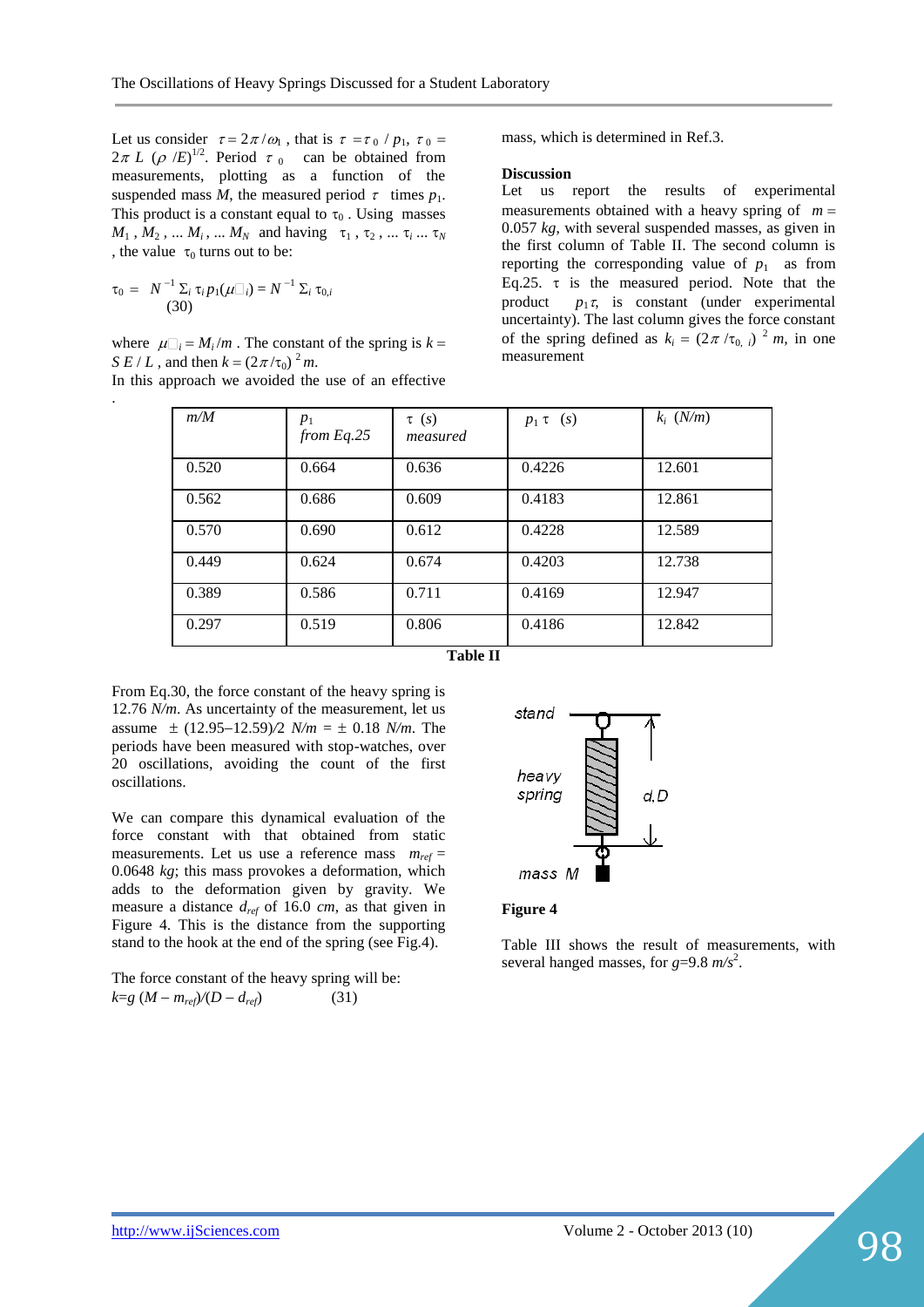Let us consider $\tau = 2\pi/\omega_1$, that is $\tau = \tau_0 / p_1$, $\tau_0 = 2\pi L (\rho/E)^{1/2}$. Period $\tau_0$ can be obtained from measurements, plotting as a function of the suspended mass $M$, the measured period $\tau$ times $p_1$. This product is a constant equal to $\tau_0$. Using masses $M_1, M_2, ... M_i, ... M_N$ and having $\tau_1, \tau_2, ... \tau_i ... \tau_N$, the value $\tau_0$ turns out to be:

$$\tau_0 = N^{-1} \Sigma_i \tau_i p_1(\mu_i) = N^{-1} \Sigma_i \tau_{0,i} \quad (30)$$

where $\mu_i = M_i/m$. The constant of the spring is $k = S\,E / L$, and then $k = (2\pi/\tau_0)^2 m$.

In this approach we avoided the use of an effective mass, which is determined in Ref.3.

**Discussion**

Let us report the results of experimental measurements obtained with a heavy spring of $m = 0.057$ *kg*, with several suspended masses, as given in the first column of Table II. The second column is reporting the corresponding value of $p_1$ as from Eq.25. $\tau$ is the measured period. Note that the product $p_1\tau$, is constant (under experimental uncertainty). The last column gives the force constant of the spring defined as $k_i = (2\pi/\tau_{0,i})^2 m$, in one measurement

| $m/M$ | $p_1$ *from Eq.25* | $\tau$ (*s*) *measured* | $p_1 \tau$ (*s*) | $k_i$ (*N/m*) |
|---|---|---|---|---|
| 0.520 | 0.664 | 0.636 | 0.4226 | 12.601 |
| 0.562 | 0.686 | 0.609 | 0.4183 | 12.861 |
| 0.570 | 0.690 | 0.612 | 0.4228 | 12.589 |
| 0.449 | 0.624 | 0.674 | 0.4203 | 12.738 |
| 0.389 | 0.586 | 0.711 | 0.4169 | 12.947 |
| 0.297 | 0.519 | 0.806 | 0.4186 | 12.842 |

**Table II**

From Eq.30, the force constant of the heavy spring is 12.76 *N/m*. As uncertainty of the measurement, let us assume $\pm$ (12.95–12.59)/2 *N/m* = $\pm$ 0.18 *N/m*. The periods have been measured with stop-watches, over 20 oscillations, avoiding the count of the first oscillations.

We can compare this dynamical evaluation of the force constant with that obtained from static measurements. Let us use a reference mass $m_{ref} = 0.0648$ *kg*; this mass provokes a deformation, which adds to the deformation given by gravity. We measure a distance $d_{ref}$ of 16.0 *cm*, as that given in Figure 4. This is the distance from the supporting stand to the hook at the end of the spring (see Fig.4).

The force constant of the heavy spring will be:

$$k = g\,(M - m_{ref})/(D - d_{ref}) \quad (31)$$

**Figure 4**

Table III shows the result of measurements, with several hanged masses, for $g$=9.8 $m/s^2$.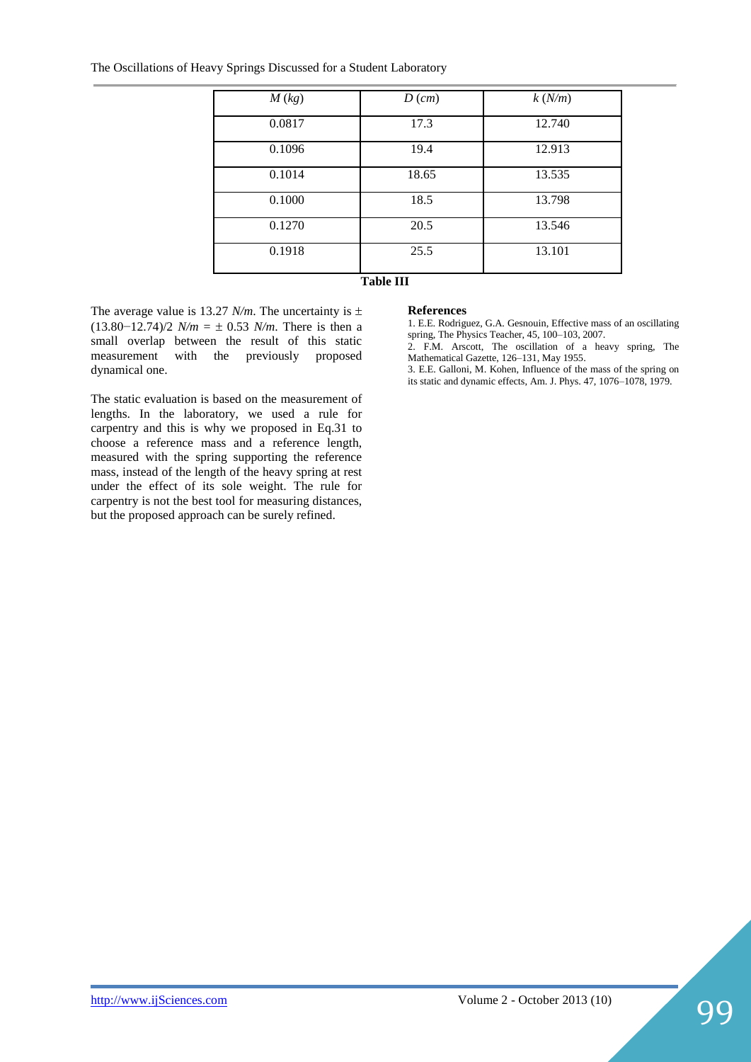| $M$ ($kg$) | $D$ ($cm$) | $k$ ($N/m$) |
|---|---|---|
| 0.0817 | 17.3 | 12.740 |
| 0.1096 | 19.4 | 12.913 |
| 0.1014 | 18.65 | 13.535 |
| 0.1000 | 18.5 | 13.798 |
| 0.1270 | 20.5 | 13.546 |
| 0.1918 | 25.5 | 13.101 |

**Table III**

The average value is 13.27 $N/m$. The uncertainty is $\pm$ $(13.80-12.74)/2$ $N/m$ $= \pm$ 0.53 $N/m$. There is then a small overlap between the result of this static measurement with the previously proposed dynamical one.

The static evaluation is based on the measurement of lengths. In the laboratory, we used a rule for carpentry and this is why we proposed in Eq.31 to choose a reference mass and a reference length, measured with the spring supporting the reference mass, instead of the length of the heavy spring at rest under the effect of its sole weight. The rule for carpentry is not the best tool for measuring distances, but the proposed approach can be surely refined.

## References

1. E.E. Rodriguez, G.A. Gesnouin, Effective mass of an oscillating spring, The Physics Teacher, 45, 100–103, 2007.
2. F.M. Arscott, The oscillation of a heavy spring, The Mathematical Gazette, 126–131, May 1955.
3. E.E. Galloni, M. Kohen, Influence of the mass of the spring on its static and dynamic effects, Am. J. Phys. 47, 1076–1078, 1979.